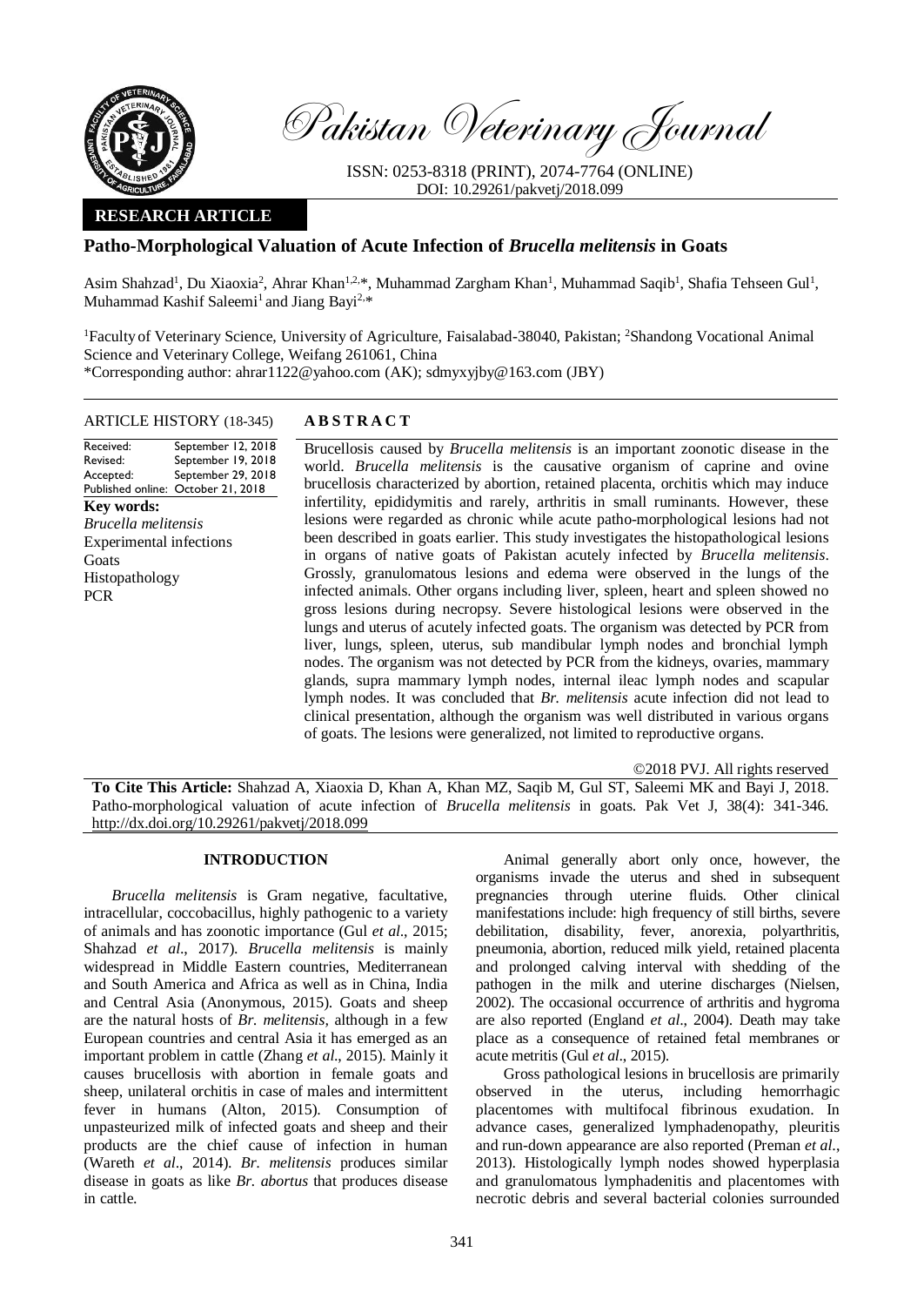Pakistan Veterinary Journal

ISSN: 0253-8318 (PRINT), 2074-7764 (ONLINE)
DOI: 10.29261/pakvetj/2018.099

**RESEARCH ARTICLE**

# Patho-Morphological Valuation of Acute Infection of *Brucella melitensis* in Goats

Asim Shahzad[1], Du Xiaoxia[2], Ahrar Khan[1,2,*], Muhammad Zargham Khan[1], Muhammad Saqib[1], Shafia Tehseen Gul[1], Muhammad Kashif Saleemi[1] and Jiang Bayi[2,*]

[1]Faculty of Veterinary Science, University of Agriculture, Faisalabad-38040, Pakistan; [2]Shandong Vocational Animal Science and Veterinary College, Weifang 261061, China
*Corresponding author: ahrar1122@yahoo.com (AK); sdmyxyjby@163.com (JBY)

**ARTICLE HISTORY** (18-345)

| | |
|---|---|
| Received: | September 12, 2018 |
| Revised: | September 19, 2018 |
| Accepted: | September 29, 2018 |
| Published online: | October 21, 2018 |

**Key words:**
*Brucella melitensis*
Experimental infections
Goats
Histopathology
PCR

## ABSTRACT

Brucellosis caused by *Brucella melitensis* is an important zoonotic disease in the world. *Brucella melitensis* is the causative organism of caprine and ovine brucellosis characterized by abortion, retained placenta, orchitis which may induce infertility, epididymitis and rarely, arthritis in small ruminants. However, these lesions were regarded as chronic while acute patho-morphological lesions had not been described in goats earlier. This study investigates the histopathological lesions in organs of native goats of Pakistan acutely infected by *Brucella melitensis*. Grossly, granulomatous lesions and edema were observed in the lungs of the infected animals. Other organs including liver, spleen, heart and spleen showed no gross lesions during necropsy. Severe histological lesions were observed in the lungs and uterus of acutely infected goats. The organism was detected by PCR from liver, lungs, spleen, uterus, sub mandibular lymph nodes and bronchial lymph nodes. The organism was not detected by PCR from the kidneys, ovaries, mammary glands, supra mammary lymph nodes, internal ileac lymph nodes and scapular lymph nodes. It was concluded that *Br. melitensis* acute infection did not lead to clinical presentation, although the organism was well distributed in various organs of goats. The lesions were generalized, not limited to reproductive organs.

©2018 PVJ. All rights reserved

**To Cite This Article:** Shahzad A, Xiaoxia D, Khan A, Khan MZ, Saqib M, Gul ST, Saleemi MK and Bayi J, 2018. Patho-morphological valuation of acute infection of *Brucella melitensis* in goats. Pak Vet J, 38(4): 341-346. http://dx.doi.org/10.29261/pakvetj/2018.099

## INTRODUCTION

*Brucella melitensis* is Gram negative, facultative, intracellular, coccobacillus, highly pathogenic to a variety of animals and has zoonotic importance (Gul *et al*., 2015; Shahzad *et al*., 2017). *Brucella melitensis* is mainly widespread in Middle Eastern countries, Mediterranean and South America and Africa as well as in China, India and Central Asia (Anonymous, 2015). Goats and sheep are the natural hosts of *Br. melitensis,* although in a few European countries and central Asia it has emerged as an important problem in cattle (Zhang *et al*., 2015). Mainly it causes brucellosis with abortion in female goats and sheep, unilateral orchitis in case of males and intermittent fever in humans (Alton, 2015). Consumption of unpasteurized milk of infected goats and sheep and their products are the chief cause of infection in human (Wareth *et al*., 2014). *Br. melitensis* produces similar disease in goats as like *Br. abortus* that produces disease in cattle.

Animal generally abort only once, however, the organisms invade the uterus and shed in subsequent pregnancies through uterine fluids. Other clinical manifestations include: high frequency of still births, severe debilitation, disability, fever, anorexia, polyarthritis, pneumonia, abortion, reduced milk yield, retained placenta and prolonged calving interval with shedding of the pathogen in the milk and uterine discharges (Nielsen, 2002). The occasional occurrence of arthritis and hygroma are also reported (England *et al*., 2004). Death may take place as a consequence of retained fetal membranes or acute metritis (Gul *et al*., 2015).

Gross pathological lesions in brucellosis are primarily observed in the uterus, including hemorrhagic placentomes with multifocal fibrinous exudation. In advance cases, generalized lymphadenopathy, pleuritis and run-down appearance are also reported (Preman *et al*., 2013). Histologically lymph nodes showed hyperplasia and granulomatous lymphadenitis and placentomes with necrotic debris and several bacterial colonies surrounded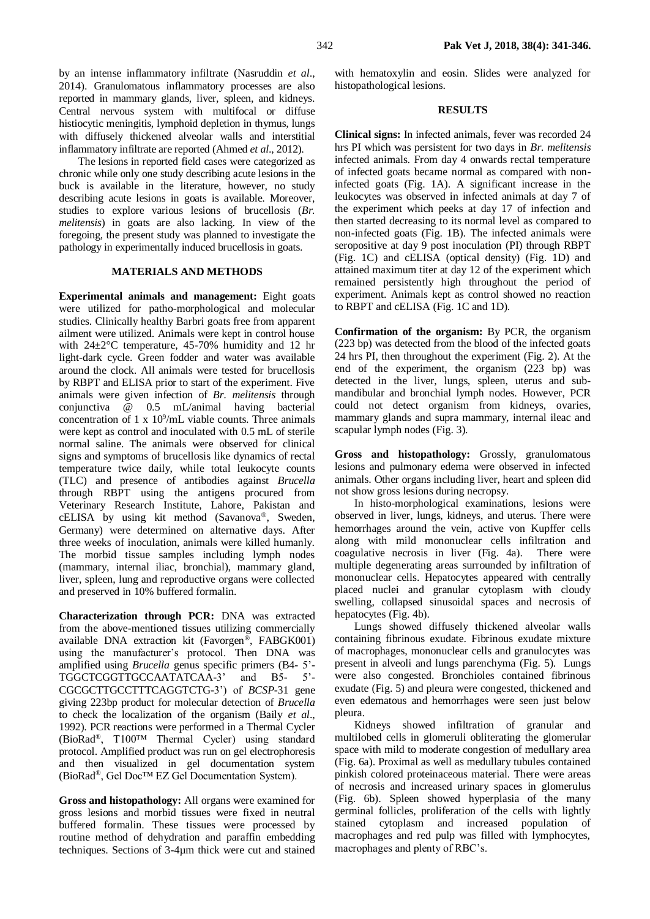by an intense inflammatory infiltrate (Nasruddin *et al*., 2014). Granulomatous inflammatory processes are also reported in mammary glands, liver, spleen, and kidneys. Central nervous system with multifocal or diffuse histiocytic meningitis, lymphoid depletion in thymus, lungs with diffusely thickened alveolar walls and interstitial inflammatory infiltrate are reported (Ahmed *et al*., 2012).

The lesions in reported field cases were categorized as chronic while only one study describing acute lesions in the buck is available in the literature, however, no study describing acute lesions in goats is available. Moreover, studies to explore various lesions of brucellosis (*Br. melitensis*) in goats are also lacking. In view of the foregoing, the present study was planned to investigate the pathology in experimentally induced brucellosis in goats.

## MATERIALS AND METHODS

**Experimental animals and management:** Eight goats were utilized for patho-morphological and molecular studies. Clinically healthy Barbri goats free from apparent ailment were utilized. Animals were kept in control house with 24±2°C temperature, 45-70% humidity and 12 hr light-dark cycle. Green fodder and water was available around the clock. All animals were tested for brucellosis by RBPT and ELISA prior to start of the experiment. Five animals were given infection of *Br. melitensis* through conjunctiva @ 0.5 mL/animal having bacterial concentration of $1 \times 10^9$/mL viable counts. Three animals were kept as control and inoculated with 0.5 mL of sterile normal saline. The animals were observed for clinical signs and symptoms of brucellosis like dynamics of rectal temperature twice daily, while total leukocyte counts (TLC) and presence of antibodies against *Brucella* through RBPT using the antigens procured from Veterinary Research Institute, Lahore, Pakistan and cELISA by using kit method (Savanova®, Sweden, Germany) were determined on alternative days. After three weeks of inoculation, animals were killed humanly. The morbid tissue samples including lymph nodes (mammary, internal iliac, bronchial), mammary gland, liver, spleen, lung and reproductive organs were collected and preserved in 10% buffered formalin.

**Characterization through PCR:** DNA was extracted from the above-mentioned tissues utilizing commercially available DNA extraction kit (Favorgen®, FABGK001) using the manufacturer's protocol. Then DNA was amplified using *Brucella* genus specific primers (B4- 5'-TGGCTCGGTTGCCAATATCAA-3' and B5- 5'-CGCGCTTGCCTTTCAGGTCTG-3') of *BCSP*-31 gene giving 223bp product for molecular detection of *Brucella* to check the localization of the organism (Baily *et al*., 1992). PCR reactions were performed in a Thermal Cycler (BioRad®, T100™ Thermal Cycler) using standard protocol. Amplified product was run on gel electrophoresis and then visualized in gel documentation system (BioRad®, Gel Doc™ EZ Gel Documentation System).

**Gross and histopathology:** All organs were examined for gross lesions and morbid tissues were fixed in neutral buffered formalin. These tissues were processed by routine method of dehydration and paraffin embedding techniques. Sections of 3-4µm thick were cut and stained with hematoxylin and eosin. Slides were analyzed for histopathological lesions.

## RESULTS

**Clinical signs:** In infected animals, fever was recorded 24 hrs PI which was persistent for two days in *Br. melitensis* infected animals. From day 4 onwards rectal temperature of infected goats became normal as compared with non-infected goats (Fig. 1A). A significant increase in the leukocytes was observed in infected animals at day 7 of the experiment which peeks at day 17 of infection and then started decreasing to its normal level as compared to non-infected goats (Fig. 1B). The infected animals were seropositive at day 9 post inoculation (PI) through RBPT (Fig. 1C) and cELISA (optical density) (Fig. 1D) and attained maximum titer at day 12 of the experiment which remained persistently high throughout the period of experiment. Animals kept as control showed no reaction to RBPT and cELISA (Fig. 1C and 1D).

**Confirmation of the organism:** By PCR, the organism (223 bp) was detected from the blood of the infected goats 24 hrs PI, then throughout the experiment (Fig. 2). At the end of the experiment, the organism (223 bp) was detected in the liver, lungs, spleen, uterus and sub-mandibular and bronchial lymph nodes. However, PCR could not detect organism from kidneys, ovaries, mammary glands and supra mammary, internal ileac and scapular lymph nodes (Fig. 3).

**Gross and histopathology:** Grossly, granulomatous lesions and pulmonary edema were observed in infected animals. Other organs including liver, heart and spleen did not show gross lesions during necropsy.

In histo-morphological examinations, lesions were observed in liver, lungs, kidneys, and uterus. There were hemorrhages around the vein, active von Kupffer cells along with mild mononuclear cells infiltration and coagulative necrosis in liver (Fig. 4a). There were multiple degenerating areas surrounded by infiltration of mononuclear cells. Hepatocytes appeared with centrally placed nuclei and granular cytoplasm with cloudy swelling, collapsed sinusoidal spaces and necrosis of hepatocytes (Fig. 4b).

Lungs showed diffusely thickened alveolar walls containing fibrinous exudate. Fibrinous exudate mixture of macrophages, mononuclear cells and granulocytes was present in alveoli and lungs parenchyma (Fig. 5). Lungs were also congested. Bronchioles contained fibrinous exudate (Fig. 5) and pleura were congested, thickened and even edematous and hemorrhages were seen just below pleura.

Kidneys showed infiltration of granular and multilobed cells in glomeruli obliterating the glomerular space with mild to moderate congestion of medullary area (Fig. 6a). Proximal as well as medullary tubules contained pinkish colored proteinaceous material. There were areas of necrosis and increased urinary spaces in glomerulus (Fig. 6b). Spleen showed hyperplasia of the many germinal follicles, proliferation of the cells with lightly stained cytoplasm and increased population of macrophages and red pulp was filled with lymphocytes, macrophages and plenty of RBC's.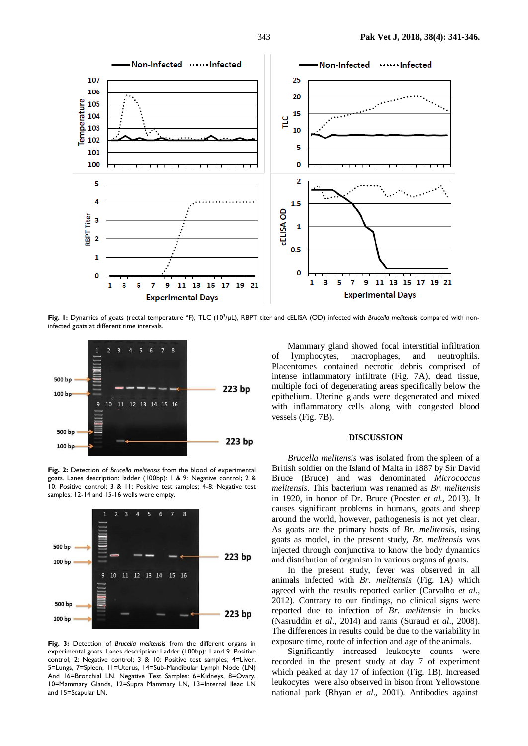**Fig. 1:** Dynamics of goats (rectal temperature °F), TLC ($10^3/\mu L$), RBPT titer and cELISA (OD) infected with *Brucella melitensis* compared with non-infected goats at different time intervals.

**Fig. 2:** Detection of *Brucella melitensis* from the blood of experimental goats. Lanes description: ladder (100bp): 1 & 9: Negative control; 2 & 10: Positive control; 3 & 11: Positive test samples; 4-8: Negative test samples; 12-14 and 15-16 wells were empty.

**Fig. 3:** Detection of *Brucella melitensis* from the different organs in experimental goats. Lanes description: Ladder (100bp): 1 and 9: Positive control; 2: Negative control; 3 & 10: Positive test samples; 4=Liver, 5=Lungs, 7=Spleen, 11=Uterus, 14=Sub-Mandibular Lymph Node (LN) And 16=Bronchial LN. Negative Test Samples: 6=Kidneys, 8=Ovary, 10=Mammary Glands, 12=Supra Mammary LN, 13=Internal Ileac LN and 15=Scapular LN.

Mammary gland showed focal interstitial infiltration of lymphocytes, macrophages, and neutrophils. Placentomes contained necrotic debris comprised of intense inflammatory infiltrate (Fig. 7A), dead tissue, multiple foci of degenerating areas specifically below the epithelium. Uterine glands were degenerated and mixed with inflammatory cells along with congested blood vessels (Fig. 7B).

## DISCUSSION

*Brucella melitensis* was isolated from the spleen of a British soldier on the Island of Malta in 1887 by Sir David Bruce (Bruce) and was denominated *Micrococcus melitensis*. This bacterium was renamed as *Br. melitensis* in 1920, in honor of Dr. Bruce (Poester *et al*., 2013). It causes significant problems in humans, goats and sheep around the world, however, pathogenesis is not yet clear. As goats are the primary hosts of *Br. melitensis*, using goats as model, in the present study, *Br. melitensis* was injected through conjunctiva to know the body dynamics and distribution of organism in various organs of goats.

In the present study, fever was observed in all animals infected with *Br. melitensis* (Fig. 1A) which agreed with the results reported earlier (Carvalho *et al*., 2012). Contrary to our findings, no clinical signs were reported due to infection of *Br. melitensis* in bucks (Nasruddin *et al*., 2014) and rams (Suraud *et al*., 2008). The differences in results could be due to the variability in exposure time, route of infection and age of the animals.

Significantly increased leukocyte counts were recorded in the present study at day 7 of experiment which peaked at day 17 of infection (Fig. 1B). Increased leukocytes were also observed in bison from Yellowstone national park (Rhyan *et al*., 2001). Antibodies against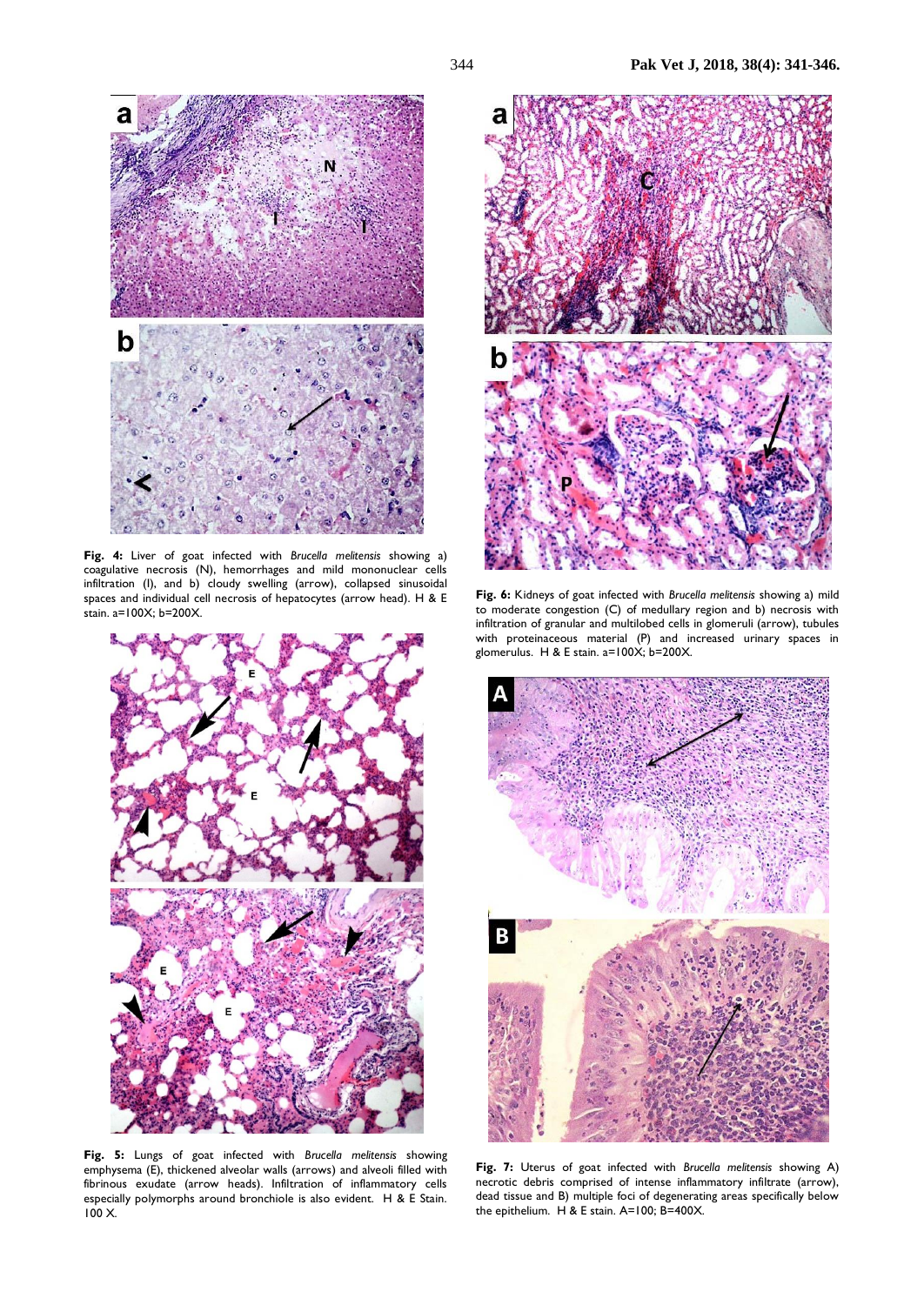**Fig. 4:** Liver of goat infected with *Brucella melitensis* showing a) coagulative necrosis (N), hemorrhages and mild mononuclear cells infiltration (I), and b) cloudy swelling (arrow), collapsed sinusoidal spaces and individual cell necrosis of hepatocytes (arrow head). H & E stain. a=100X; b=200X.

**Fig. 5:** Lungs of goat infected with *Brucella melitensis* showing emphysema (E), thickened alveolar walls (arrows) and alveoli filled with fibrinous exudate (arrow heads). Infiltration of inflammatory cells especially polymorphs around bronchiole is also evident. H & E Stain. 100 X.

**Fig. 6:** Kidneys of goat infected with *Brucella melitensis* showing a) mild to moderate congestion (C) of medullary region and b) necrosis with infiltration of granular and multilobed cells in glomeruli (arrow), tubules with proteinaceous material (P) and increased urinary spaces in glomerulus. H & E stain. a=100X; b=200X.

**Fig. 7:** Uterus of goat infected with *Brucella melitensis* showing A) necrotic debris comprised of intense inflammatory infiltrate (arrow), dead tissue and B) multiple foci of degenerating areas specifically below the epithelium. H & E stain. A=100; B=400X.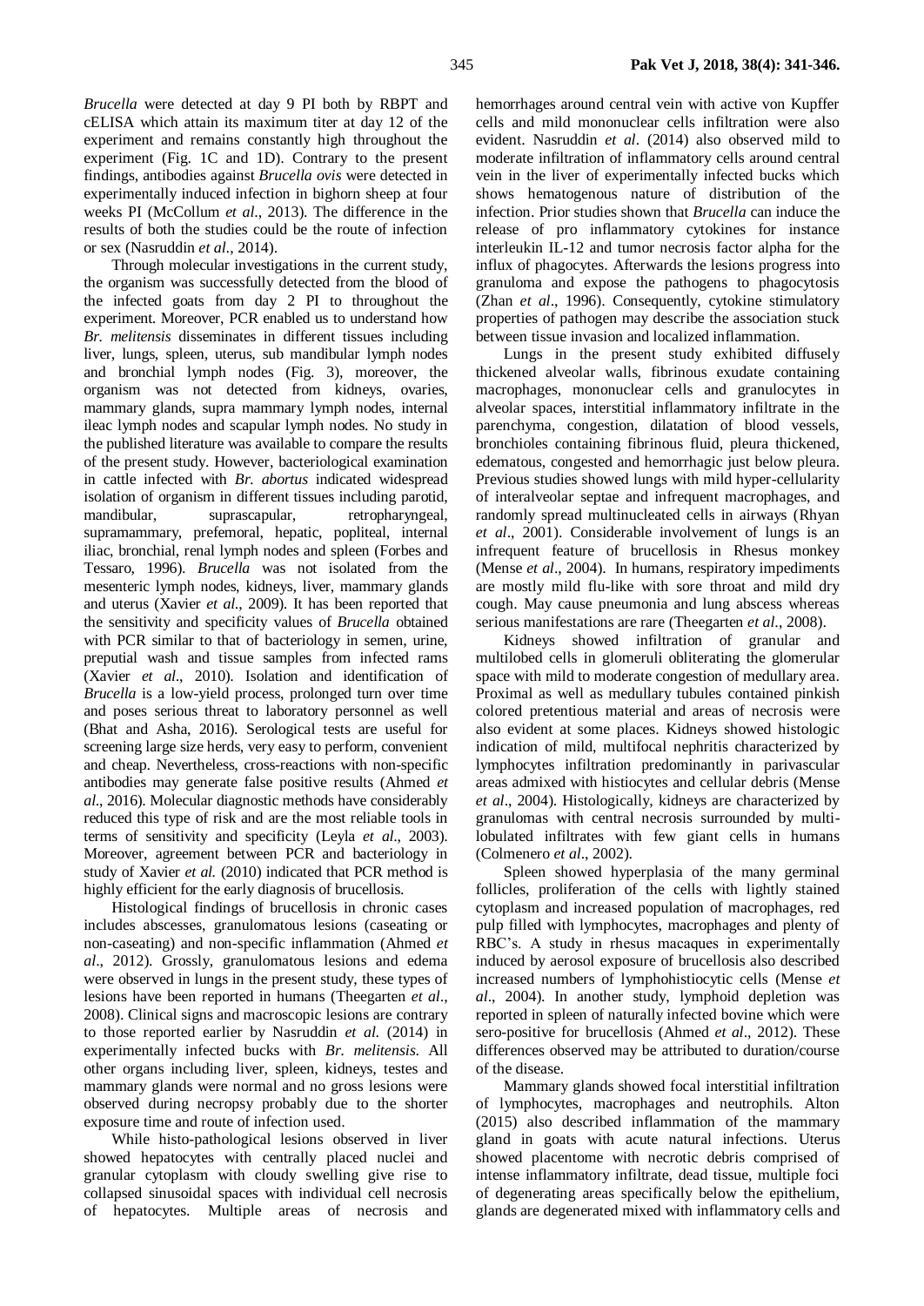*Brucella* were detected at day 9 PI both by RBPT and cELISA which attain its maximum titer at day 12 of the experiment and remains constantly high throughout the experiment (Fig. 1C and 1D). Contrary to the present findings, antibodies against *Brucella ovis* were detected in experimentally induced infection in bighorn sheep at four weeks PI (McCollum *et al*., 2013). The difference in the results of both the studies could be the route of infection or sex (Nasruddin *et al*., 2014).

Through molecular investigations in the current study, the organism was successfully detected from the blood of the infected goats from day 2 PI to throughout the experiment. Moreover, PCR enabled us to understand how *Br. melitensis* disseminates in different tissues including liver, lungs, spleen, uterus, sub mandibular lymph nodes and bronchial lymph nodes (Fig. 3), moreover, the organism was not detected from kidneys, ovaries, mammary glands, supra mammary lymph nodes, internal ileac lymph nodes and scapular lymph nodes. No study in the published literature was available to compare the results of the present study. However, bacteriological examination in cattle infected with *Br. abortus* indicated widespread isolation of organism in different tissues including parotid, mandibular, suprascapular, retropharyngeal, supramammary, prefemoral, hepatic, popliteal, internal iliac, bronchial, renal lymph nodes and spleen (Forbes and Tessaro, 1996). *Brucella* was not isolated from the mesenteric lymph nodes, kidneys, liver, mammary glands and uterus (Xavier *et al*., 2009). It has been reported that the sensitivity and specificity values of *Brucella* obtained with PCR similar to that of bacteriology in semen, urine, preputial wash and tissue samples from infected rams (Xavier *et al*., 2010). Isolation and identification of *Brucella* is a low-yield process, prolonged turn over time and poses serious threat to laboratory personnel as well (Bhat and Asha, 2016). Serological tests are useful for screening large size herds, very easy to perform, convenient and cheap. Nevertheless, cross-reactions with non-specific antibodies may generate false positive results (Ahmed *et al*., 2016). Molecular diagnostic methods have considerably reduced this type of risk and are the most reliable tools in terms of sensitivity and specificity (Leyla *et al*., 2003). Moreover, agreement between PCR and bacteriology in study of Xavier *et al.* (2010) indicated that PCR method is highly efficient for the early diagnosis of brucellosis.

Histological findings of brucellosis in chronic cases includes abscesses, granulomatous lesions (caseating or non-caseating) and non-specific inflammation (Ahmed *et al*., 2012). Grossly, granulomatous lesions and edema were observed in lungs in the present study, these types of lesions have been reported in humans (Theegarten *et al*., 2008). Clinical signs and macroscopic lesions are contrary to those reported earlier by Nasruddin *et al.* (2014) in experimentally infected bucks with *Br. melitensis.* All other organs including liver, spleen, kidneys, testes and mammary glands were normal and no gross lesions were observed during necropsy probably due to the shorter exposure time and route of infection used.

While histo-pathological lesions observed in liver showed hepatocytes with centrally placed nuclei and granular cytoplasm with cloudy swelling give rise to collapsed sinusoidal spaces with individual cell necrosis of hepatocytes. Multiple areas of necrosis and hemorrhages around central vein with active von Kupffer cells and mild mononuclear cells infiltration were also evident. Nasruddin *et al*. (2014) also observed mild to moderate infiltration of inflammatory cells around central vein in the liver of experimentally infected bucks which shows hematogenous nature of distribution of the infection. Prior studies shown that *Brucella* can induce the release of pro inflammatory cytokines for instance interleukin IL-12 and tumor necrosis factor alpha for the influx of phagocytes. Afterwards the lesions progress into granuloma and expose the pathogens to phagocytosis (Zhan *et al*., 1996). Consequently, cytokine stimulatory properties of pathogen may describe the association stuck between tissue invasion and localized inflammation.

Lungs in the present study exhibited diffusely thickened alveolar walls, fibrinous exudate containing macrophages, mononuclear cells and granulocytes in alveolar spaces, interstitial inflammatory infiltrate in the parenchyma, congestion, dilatation of blood vessels, bronchioles containing fibrinous fluid, pleura thickened, edematous, congested and hemorrhagic just below pleura. Previous studies showed lungs with mild hyper-cellularity of interalveolar septae and infrequent macrophages, and randomly spread multinucleated cells in airways (Rhyan *et al*., 2001). Considerable involvement of lungs is an infrequent feature of brucellosis in Rhesus monkey (Mense *et al*., 2004). In humans, respiratory impediments are mostly mild flu-like with sore throat and mild dry cough. May cause pneumonia and lung abscess whereas serious manifestations are rare (Theegarten *et al*., 2008).

Kidneys showed infiltration of granular and multilobed cells in glomeruli obliterating the glomerular space with mild to moderate congestion of medullary area. Proximal as well as medullary tubules contained pinkish colored pretentious material and areas of necrosis were also evident at some places. Kidneys showed histologic indication of mild, multifocal nephritis characterized by lymphocytes infiltration predominantly in parivascular areas admixed with histiocytes and cellular debris (Mense *et al*., 2004). Histologically, kidneys are characterized by granulomas with central necrosis surrounded by multi-lobulated infiltrates with few giant cells in humans (Colmenero *et al*., 2002).

Spleen showed hyperplasia of the many germinal follicles, proliferation of the cells with lightly stained cytoplasm and increased population of macrophages, red pulp filled with lymphocytes, macrophages and plenty of RBC's. A study in rhesus macaques in experimentally induced by aerosol exposure of brucellosis also described increased numbers of lymphohistiocytic cells (Mense *et al*., 2004). In another study, lymphoid depletion was reported in spleen of naturally infected bovine which were sero-positive for brucellosis (Ahmed *et al*., 2012). These differences observed may be attributed to duration/course of the disease.

Mammary glands showed focal interstitial infiltration of lymphocytes, macrophages and neutrophils. Alton (2015) also described inflammation of the mammary gland in goats with acute natural infections. Uterus showed placentome with necrotic debris comprised of intense inflammatory infiltrate, dead tissue, multiple foci of degenerating areas specifically below the epithelium, glands are degenerated mixed with inflammatory cells and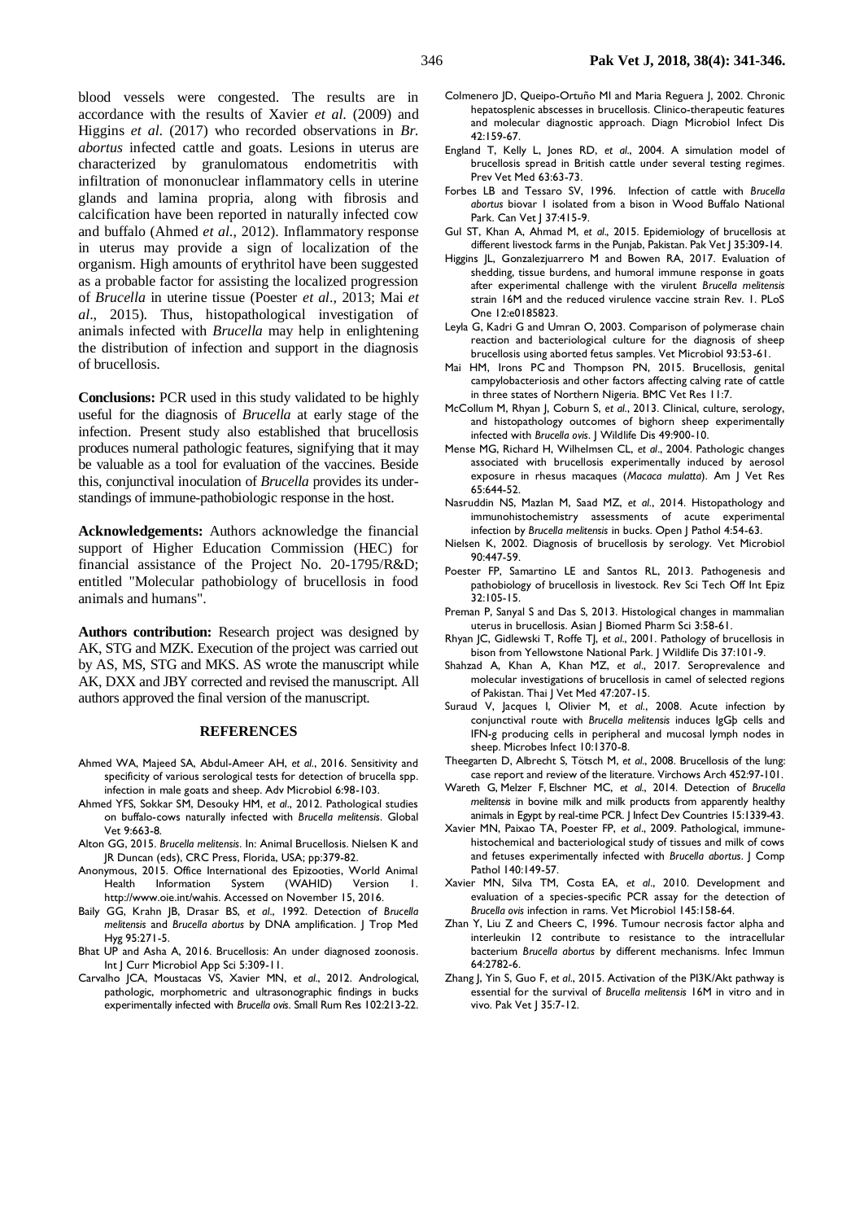blood vessels were congested. The results are in accordance with the results of Xavier *et al*. (2009) and Higgins *et al*. (2017) who recorded observations in *Br. abortus* infected cattle and goats. Lesions in uterus are characterized by granulomatous endometritis with infiltration of mononuclear inflammatory cells in uterine glands and lamina propria, along with fibrosis and calcification have been reported in naturally infected cow and buffalo (Ahmed *et al*., 2012). Inflammatory response in uterus may provide a sign of localization of the organism. High amounts of erythritol have been suggested as a probable factor for assisting the localized progression of *Brucella* in uterine tissue (Poester *et al*., 2013; Mai *et al*., 2015). Thus, histopathological investigation of animals infected with *Brucella* may help in enlightening the distribution of infection and support in the diagnosis of brucellosis.

**Conclusions:** PCR used in this study validated to be highly useful for the diagnosis of *Brucella* at early stage of the infection. Present study also established that brucellosis produces numeral pathologic features, signifying that it may be valuable as a tool for evaluation of the vaccines. Beside this, conjunctival inoculation of *Brucella* provides its understandings of immune-pathobiologic response in the host.

**Acknowledgements:** Authors acknowledge the financial support of Higher Education Commission (HEC) for financial assistance of the Project No. 20-1795/R&D; entitled "Molecular pathobiology of brucellosis in food animals and humans".

**Authors contribution:** Research project was designed by AK, STG and MZK. Execution of the project was carried out by AS, MS, STG and MKS. AS wrote the manuscript while AK, DXX and JBY corrected and revised the manuscript. All authors approved the final version of the manuscript.

## REFERENCES

Ahmed WA, Majeed SA, Abdul-Ameer AH, *et al*., 2016. Sensitivity and specificity of various serological tests for detection of brucella spp. infection in male goats and sheep. Adv Microbiol 6:98-103.

Ahmed YFS, Sokkar SM, Desouky HM, *et al*., 2012. Pathological studies on buffalo-cows naturally infected with *Brucella melitensis*. Global Vet 9:663-8.

Alton GG, 2015. *Brucella melitensis*. In: Animal Brucellosis. Nielsen K and JR Duncan (eds), CRC Press, Florida, USA; pp:379-82.

Anonymous, 2015. Office International des Epizooties, World Animal Health Information System (WAHID) Version 1. http://www.oie.int/wahis. Accessed on November 15, 2016.

Baily GG, Krahn JB, Drasar BS, *et al*., 1992. Detection of *Brucella melitensis* and *Brucella abortus* by DNA amplification. J Trop Med Hyg 95:271-5.

Bhat UP and Asha A, 2016. Brucellosis: An under diagnosed zoonosis. Int J Curr Microbiol App Sci 5:309-11.

Carvalho JCA, Moustacas VS, Xavier MN, *et al*., 2012. Andrological, pathologic, morphometric and ultrasonographic findings in bucks experimentally infected with *Brucella ovis*. Small Rum Res 102:213-22.

Colmenero JD, Queipo-Ortuño MI and Maria Reguera J, 2002. Chronic hepatosplenic abscesses in brucellosis. Clinico-therapeutic features and molecular diagnostic approach. Diagn Microbiol Infect Dis 42:159-67.

England T, Kelly L, Jones RD, *et al*., 2004. A simulation model of brucellosis spread in British cattle under several testing regimes. Prev Vet Med 63:63-73.

Forbes LB and Tessaro SV, 1996. Infection of cattle with *Brucella abortus* biovar 1 isolated from a bison in Wood Buffalo National Park. Can Vet J 37:415-9.

Gul ST, Khan A, Ahmad M, *et al*., 2015. Epidemiology of brucellosis at different livestock farms in the Punjab, Pakistan. Pak Vet J 35:309-14.

Higgins JL, Gonzalezjuarrero M and Bowen RA, 2017. Evaluation of shedding, tissue burdens, and humoral immune response in goats after experimental challenge with the virulent *Brucella melitensis* strain 16M and the reduced virulence vaccine strain Rev. 1. PLoS One 12:e0185823.

Leyla G, Kadri G and Umran O, 2003. Comparison of polymerase chain reaction and bacteriological culture for the diagnosis of sheep brucellosis using aborted fetus samples. Vet Microbiol 93:53-61.

Mai HM, Irons PC and Thompson PN, 2015. Brucellosis, genital campylobacteriosis and other factors affecting calving rate of cattle in three states of Northern Nigeria. BMC Vet Res 11:7.

McCollum M, Rhyan J, Coburn S, *et al*., 2013. Clinical, culture, serology, and histopathology outcomes of bighorn sheep experimentally infected with *Brucella ovis*. J Wildlife Dis 49:900-10.

Mense MG, Richard H, Wilhelmsen CL, *et al*., 2004. Pathologic changes associated with brucellosis experimentally induced by aerosol exposure in rhesus macaques (*Macaca mulatta*). Am J Vet Res 65:644-52.

Nasruddin NS, Mazlan M, Saad MZ, *et al*., 2014. Histopathology and immunohistochemistry assessments of acute experimental infection by *Brucella melitensis* in bucks. Open J Pathol 4:54-63.

Nielsen K, 2002. Diagnosis of brucellosis by serology. Vet Microbiol 90:447-59.

Poester FP, Samartino LE and Santos RL, 2013. Pathogenesis and pathobiology of brucellosis in livestock. Rev Sci Tech Off Int Epiz 32:105-15.

Preman P, Sanyal S and Das S, 2013. Histological changes in mammalian uterus in brucellosis. Asian J Biomed Pharm Sci 3:58-61.

Rhyan JC, Gidlewski T, Roffe TJ, *et al*., 2001. Pathology of brucellosis in bison from Yellowstone National Park. J Wildlife Dis 37:101-9.

Shahzad A, Khan A, Khan MZ, *et al*., 2017. Seroprevalence and molecular investigations of brucellosis in camel of selected regions of Pakistan. Thai J Vet Med 47:207-15.

Suraud V, Jacques I, Olivier M, *et al*., 2008. Acute infection by conjunctival route with *Brucella melitensis* induces IgGþ cells and IFN-g producing cells in peripheral and mucosal lymph nodes in sheep. Microbes Infect 10:1370-8.

Theegarten D, Albrecht S, Tötsch M, *et al*., 2008. Brucellosis of the lung: case report and review of the literature. Virchows Arch 452:97-101.

Wareth G, Melzer F, Elschner MC, *et al*., 2014. Detection of *Brucella melitensis* in bovine milk and milk products from apparently healthy animals in Egypt by real-time PCR. J Infect Dev Countries 15:1339-43.

Xavier MN, Paixao TA, Poester FP, *et al*., 2009. Pathological, immune-histochemical and bacteriological study of tissues and milk of cows and fetuses experimentally infected with *Brucella abortus*. J Comp Pathol 140:149-57.

Xavier MN, Silva TM, Costa EA, *et al*., 2010. Development and evaluation of a species-specific PCR assay for the detection of *Brucella ovis* infection in rams. Vet Microbiol 145:158-64.

Zhan Y, Liu Z and Cheers C, 1996. Tumour necrosis factor alpha and interleukin 12 contribute to resistance to the intracellular bacterium *Brucella abortus* by different mechanisms. Infec Immun 64:2782-6.

Zhang J, Yin S, Guo F, *et al*., 2015. Activation of the PI3K/Akt pathway is essential for the survival of *Brucella melitensis* 16M in vitro and in vivo. Pak Vet J 35:7-12.